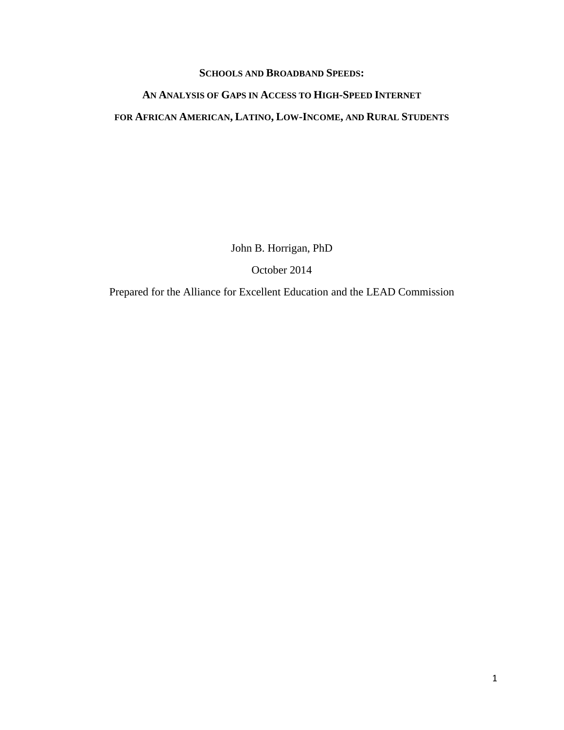# Schools and Broadband Speeds:

## An Analysis of Gaps in Access to High-Speed Internet for African American, Latino, Low-Income, and Rural Students

John B. Horrigan, PhD

October 2014

Prepared for the Alliance for Excellent Education and the LEAD Commission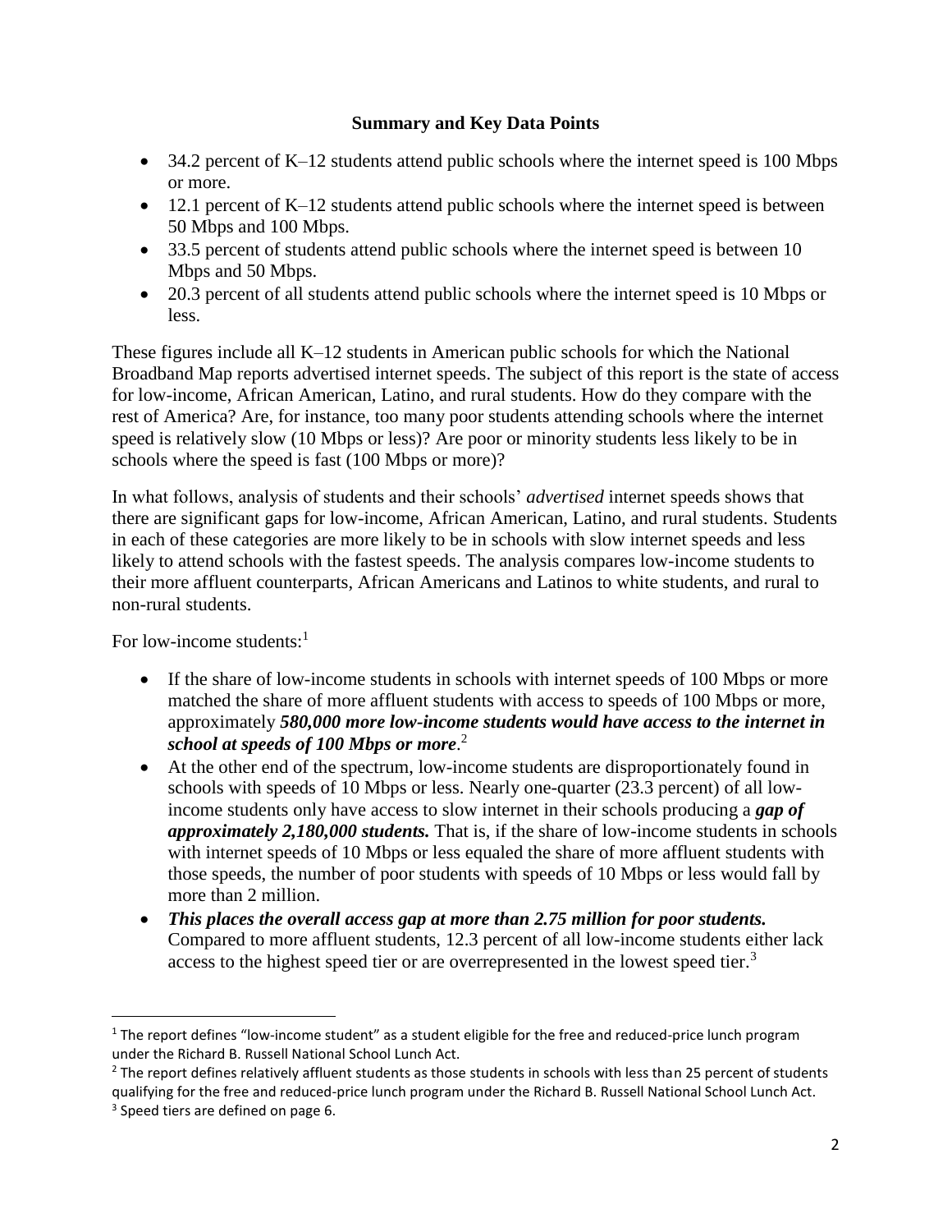**Summary and Key Data Points**

- 34.2 percent of K–12 students attend public schools where the internet speed is 100 Mbps or more.
- 12.1 percent of K–12 students attend public schools where the internet speed is between 50 Mbps and 100 Mbps.
- 33.5 percent of students attend public schools where the internet speed is between 10 Mbps and 50 Mbps.
- 20.3 percent of all students attend public schools where the internet speed is 10 Mbps or less.

These figures include all K–12 students in American public schools for which the National Broadband Map reports advertised internet speeds. The subject of this report is the state of access for low-income, African American, Latino, and rural students. How do they compare with the rest of America? Are, for instance, too many poor students attending schools where the internet speed is relatively slow (10 Mbps or less)? Are poor or minority students less likely to be in schools where the speed is fast (100 Mbps or more)?

In what follows, analysis of students and their schools' *advertised* internet speeds shows that there are significant gaps for low-income, African American, Latino, and rural students. Students in each of these categories are more likely to be in schools with slow internet speeds and less likely to attend schools with the fastest speeds. The analysis compares low-income students to their more affluent counterparts, African Americans and Latinos to white students, and rural to non-rural students.

For low-income students:[1]

- If the share of low-income students in schools with internet speeds of 100 Mbps or more matched the share of more affluent students with access to speeds of 100 Mbps or more, approximately ***580,000 more low-income students would have access to the internet in school at speeds of 100 Mbps or more***.[2]
- At the other end of the spectrum, low-income students are disproportionately found in schools with speeds of 10 Mbps or less. Nearly one-quarter (23.3 percent) of all low-income students only have access to slow internet in their schools producing a ***gap of approximately 2,180,000 students.*** That is, if the share of low-income students in schools with internet speeds of 10 Mbps or less equaled the share of more affluent students with those speeds, the number of poor students with speeds of 10 Mbps or less would fall by more than 2 million.
- ***This places the overall access gap at more than 2.75 million for poor students.*** Compared to more affluent students, 12.3 percent of all low-income students either lack access to the highest speed tier or are overrepresented in the lowest speed tier.[3]

---

[1] The report defines "low-income student" as a student eligible for the free and reduced-price lunch program under the Richard B. Russell National School Lunch Act.

[2] The report defines relatively affluent students as those students in schools with less than 25 percent of students qualifying for the free and reduced-price lunch program under the Richard B. Russell National School Lunch Act.

[3] Speed tiers are defined on page 6.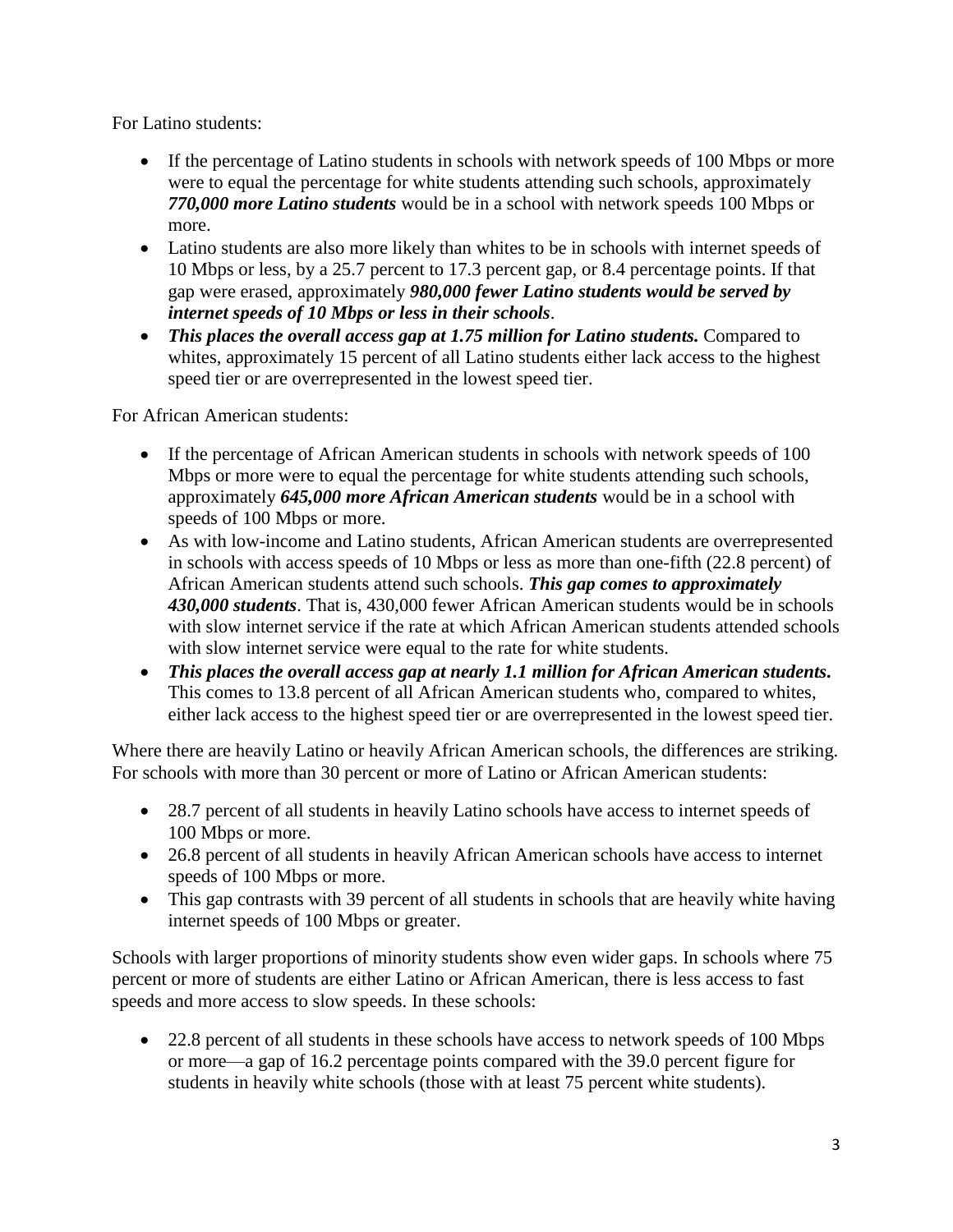For Latino students:

- If the percentage of Latino students in schools with network speeds of 100 Mbps or more were to equal the percentage for white students attending such schools, approximately ***770,000 more Latino students*** would be in a school with network speeds 100 Mbps or more.
- Latino students are also more likely than whites to be in schools with internet speeds of 10 Mbps or less, by a 25.7 percent to 17.3 percent gap, or 8.4 percentage points. If that gap were erased, approximately ***980,000 fewer Latino students would be served by internet speeds of 10 Mbps or less in their schools***.
- ***This places the overall access gap at 1.75 million for Latino students.*** Compared to whites, approximately 15 percent of all Latino students either lack access to the highest speed tier or are overrepresented in the lowest speed tier.

For African American students:

- If the percentage of African American students in schools with network speeds of 100 Mbps or more were to equal the percentage for white students attending such schools, approximately ***645,000 more African American students*** would be in a school with speeds of 100 Mbps or more.
- As with low-income and Latino students, African American students are overrepresented in schools with access speeds of 10 Mbps or less as more than one-fifth (22.8 percent) of African American students attend such schools. ***This gap comes to approximately 430,000 students***. That is, 430,000 fewer African American students would be in schools with slow internet service if the rate at which African American students attended schools with slow internet service were equal to the rate for white students.
- ***This places the overall access gap at nearly 1.1 million for African American students.*** This comes to 13.8 percent of all African American students who, compared to whites, either lack access to the highest speed tier or are overrepresented in the lowest speed tier.

Where there are heavily Latino or heavily African American schools, the differences are striking. For schools with more than 30 percent or more of Latino or African American students:

- 28.7 percent of all students in heavily Latino schools have access to internet speeds of 100 Mbps or more.
- 26.8 percent of all students in heavily African American schools have access to internet speeds of 100 Mbps or more.
- This gap contrasts with 39 percent of all students in schools that are heavily white having internet speeds of 100 Mbps or greater.

Schools with larger proportions of minority students show even wider gaps. In schools where 75 percent or more of students are either Latino or African American, there is less access to fast speeds and more access to slow speeds. In these schools:

- 22.8 percent of all students in these schools have access to network speeds of 100 Mbps or more—a gap of 16.2 percentage points compared with the 39.0 percent figure for students in heavily white schools (those with at least 75 percent white students).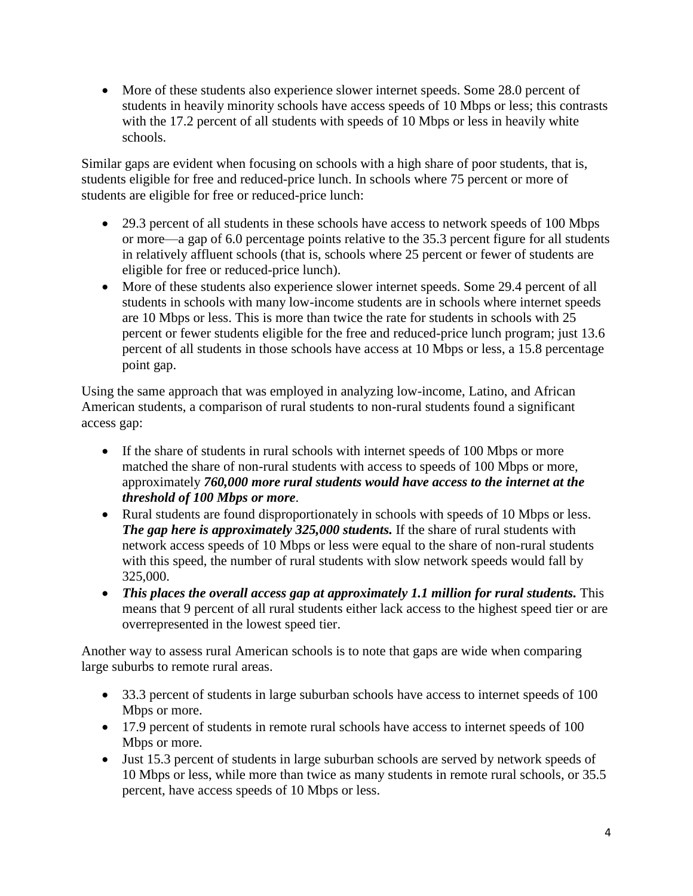- More of these students also experience slower internet speeds. Some 28.0 percent of students in heavily minority schools have access speeds of 10 Mbps or less; this contrasts with the 17.2 percent of all students with speeds of 10 Mbps or less in heavily white schools.

Similar gaps are evident when focusing on schools with a high share of poor students, that is, students eligible for free and reduced-price lunch. In schools where 75 percent or more of students are eligible for free or reduced-price lunch:

- 29.3 percent of all students in these schools have access to network speeds of 100 Mbps or more—a gap of 6.0 percentage points relative to the 35.3 percent figure for all students in relatively affluent schools (that is, schools where 25 percent or fewer of students are eligible for free or reduced-price lunch).
- More of these students also experience slower internet speeds. Some 29.4 percent of all students in schools with many low-income students are in schools where internet speeds are 10 Mbps or less. This is more than twice the rate for students in schools with 25 percent or fewer students eligible for the free and reduced-price lunch program; just 13.6 percent of all students in those schools have access at 10 Mbps or less, a 15.8 percentage point gap.

Using the same approach that was employed in analyzing low-income, Latino, and African American students, a comparison of rural students to non-rural students found a significant access gap:

- If the share of students in rural schools with internet speeds of 100 Mbps or more matched the share of non-rural students with access to speeds of 100 Mbps or more, approximately ***760,000 more rural students would have access to the internet at the threshold of 100 Mbps or more***.
- Rural students are found disproportionately in schools with speeds of 10 Mbps or less. ***The gap here is approximately 325,000 students.*** If the share of rural students with network access speeds of 10 Mbps or less were equal to the share of non-rural students with this speed, the number of rural students with slow network speeds would fall by 325,000.
- ***This places the overall access gap at approximately 1.1 million for rural students.*** This means that 9 percent of all rural students either lack access to the highest speed tier or are overrepresented in the lowest speed tier.

Another way to assess rural American schools is to note that gaps are wide when comparing large suburbs to remote rural areas.

- 33.3 percent of students in large suburban schools have access to internet speeds of 100 Mbps or more.
- 17.9 percent of students in remote rural schools have access to internet speeds of 100 Mbps or more.
- Just 15.3 percent of students in large suburban schools are served by network speeds of 10 Mbps or less, while more than twice as many students in remote rural schools, or 35.5 percent, have access speeds of 10 Mbps or less.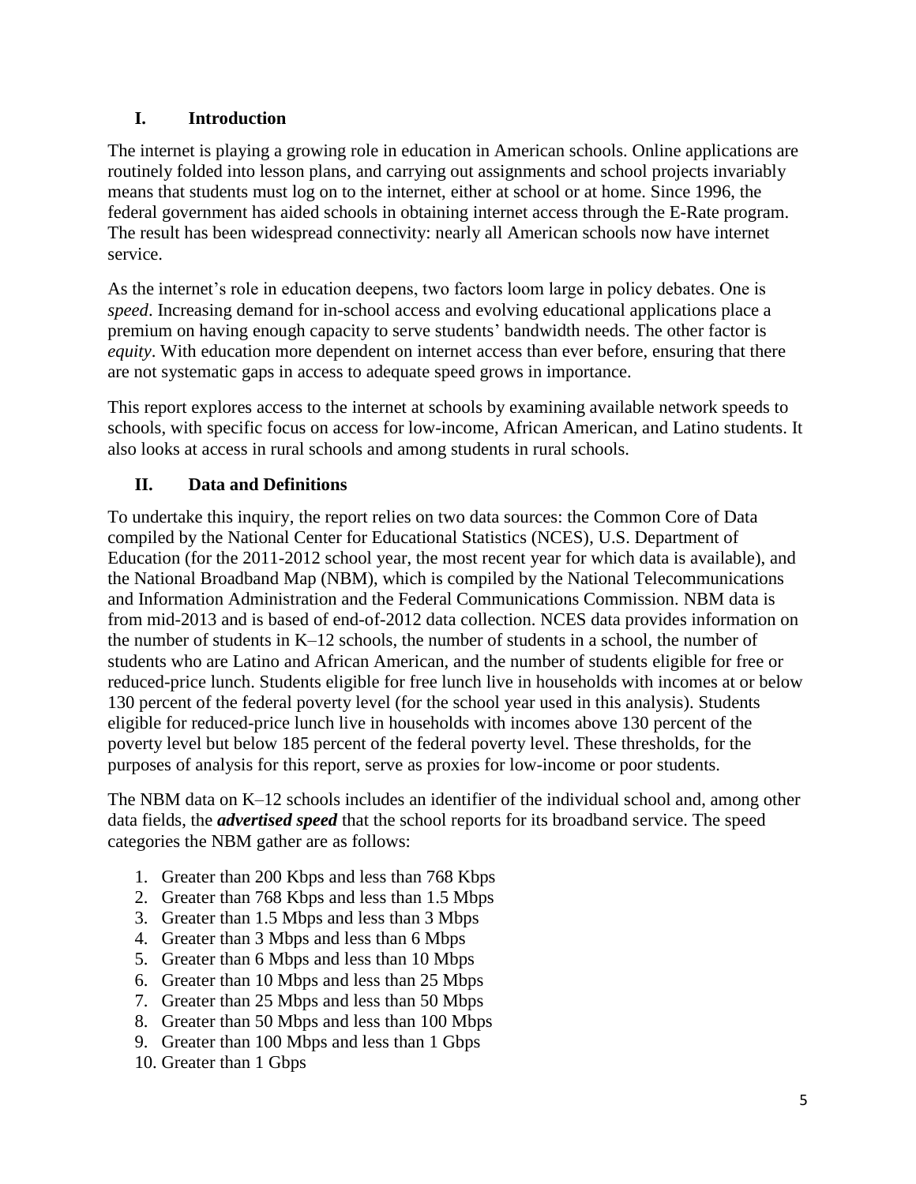## I. Introduction

The internet is playing a growing role in education in American schools. Online applications are routinely folded into lesson plans, and carrying out assignments and school projects invariably means that students must log on to the internet, either at school or at home. Since 1996, the federal government has aided schools in obtaining internet access through the E-Rate program. The result has been widespread connectivity: nearly all American schools now have internet service.

As the internet's role in education deepens, two factors loom large in policy debates. One is *speed*. Increasing demand for in-school access and evolving educational applications place a premium on having enough capacity to serve students' bandwidth needs. The other factor is *equity*. With education more dependent on internet access than ever before, ensuring that there are not systematic gaps in access to adequate speed grows in importance.

This report explores access to the internet at schools by examining available network speeds to schools, with specific focus on access for low-income, African American, and Latino students. It also looks at access in rural schools and among students in rural schools.

## II. Data and Definitions

To undertake this inquiry, the report relies on two data sources: the Common Core of Data compiled by the National Center for Educational Statistics (NCES), U.S. Department of Education (for the 2011-2012 school year, the most recent year for which data is available), and the National Broadband Map (NBM), which is compiled by the National Telecommunications and Information Administration and the Federal Communications Commission. NBM data is from mid-2013 and is based of end-of-2012 data collection. NCES data provides information on the number of students in K–12 schools, the number of students in a school, the number of students who are Latino and African American, and the number of students eligible for free or reduced-price lunch. Students eligible for free lunch live in households with incomes at or below 130 percent of the federal poverty level (for the school year used in this analysis). Students eligible for reduced-price lunch live in households with incomes above 130 percent of the poverty level but below 185 percent of the federal poverty level. These thresholds, for the purposes of analysis for this report, serve as proxies for low-income or poor students.

The NBM data on K–12 schools includes an identifier of the individual school and, among other data fields, the ***advertised speed*** that the school reports for its broadband service. The speed categories the NBM gather are as follows:

1. Greater than 200 Kbps and less than 768 Kbps
2. Greater than 768 Kbps and less than 1.5 Mbps
3. Greater than 1.5 Mbps and less than 3 Mbps
4. Greater than 3 Mbps and less than 6 Mbps
5. Greater than 6 Mbps and less than 10 Mbps
6. Greater than 10 Mbps and less than 25 Mbps
7. Greater than 25 Mbps and less than 50 Mbps
8. Greater than 50 Mbps and less than 100 Mbps
9. Greater than 100 Mbps and less than 1 Gbps
10. Greater than 1 Gbps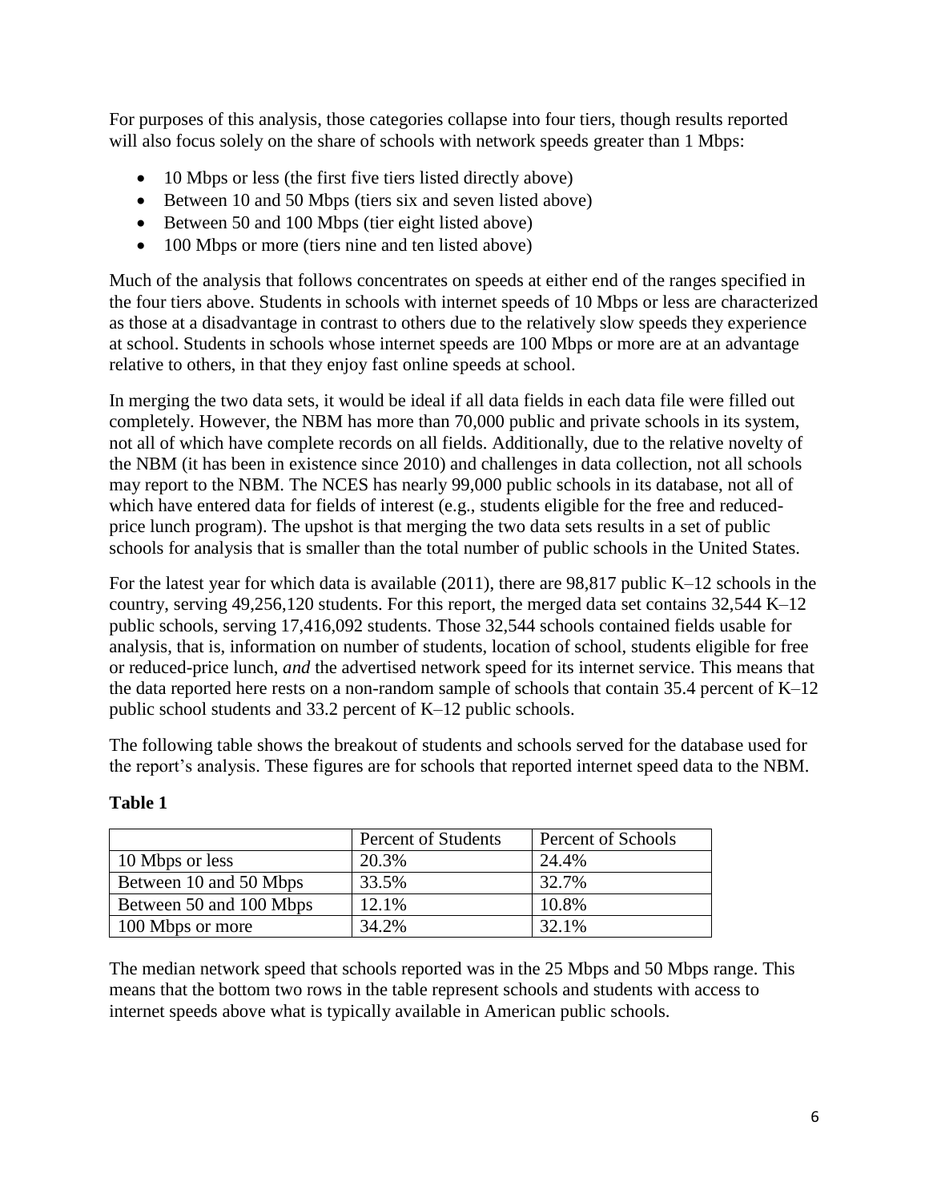For purposes of this analysis, those categories collapse into four tiers, though results reported will also focus solely on the share of schools with network speeds greater than 1 Mbps:

- 10 Mbps or less (the first five tiers listed directly above)
- Between 10 and 50 Mbps (tiers six and seven listed above)
- Between 50 and 100 Mbps (tier eight listed above)
- 100 Mbps or more (tiers nine and ten listed above)

Much of the analysis that follows concentrates on speeds at either end of the ranges specified in the four tiers above. Students in schools with internet speeds of 10 Mbps or less are characterized as those at a disadvantage in contrast to others due to the relatively slow speeds they experience at school. Students in schools whose internet speeds are 100 Mbps or more are at an advantage relative to others, in that they enjoy fast online speeds at school.

In merging the two data sets, it would be ideal if all data fields in each data file were filled out completely. However, the NBM has more than 70,000 public and private schools in its system, not all of which have complete records on all fields. Additionally, due to the relative novelty of the NBM (it has been in existence since 2010) and challenges in data collection, not all schools may report to the NBM. The NCES has nearly 99,000 public schools in its database, not all of which have entered data for fields of interest (e.g., students eligible for the free and reduced-price lunch program). The upshot is that merging the two data sets results in a set of public schools for analysis that is smaller than the total number of public schools in the United States.

For the latest year for which data is available (2011), there are 98,817 public K–12 schools in the country, serving 49,256,120 students. For this report, the merged data set contains 32,544 K–12 public schools, serving 17,416,092 students. Those 32,544 schools contained fields usable for analysis, that is, information on number of students, location of school, students eligible for free or reduced-price lunch, *and* the advertised network speed for its internet service. This means that the data reported here rests on a non-random sample of schools that contain 35.4 percent of K–12 public school students and 33.2 percent of K–12 public schools.

The following table shows the breakout of students and schools served for the database used for the report's analysis. These figures are for schools that reported internet speed data to the NBM.

**Table 1**

| | Percent of Students | Percent of Schools |
|---|---|---|
| 10 Mbps or less | 20.3% | 24.4% |
| Between 10 and 50 Mbps | 33.5% | 32.7% |
| Between 50 and 100 Mbps | 12.1% | 10.8% |
| 100 Mbps or more | 34.2% | 32.1% |

The median network speed that schools reported was in the 25 Mbps and 50 Mbps range. This means that the bottom two rows in the table represent schools and students with access to internet speeds above what is typically available in American public schools.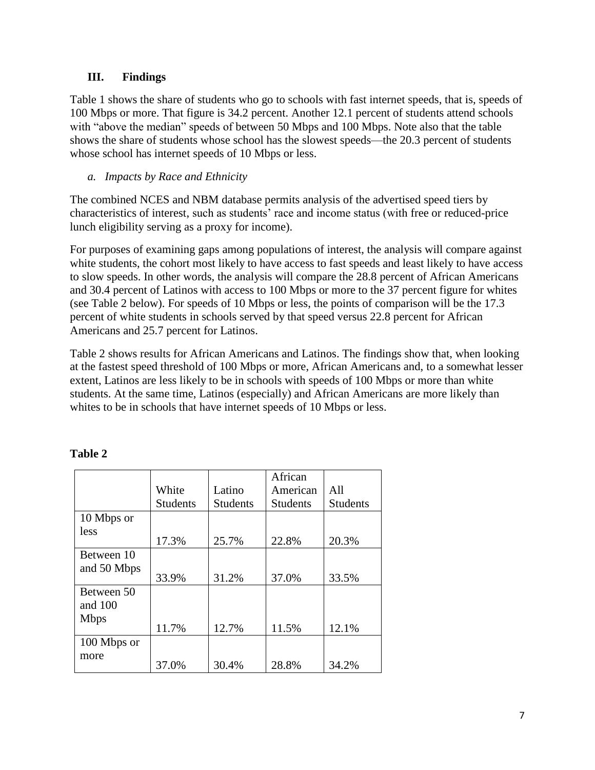## III. Findings

Table 1 shows the share of students who go to schools with fast internet speeds, that is, speeds of 100 Mbps or more. That figure is 34.2 percent. Another 12.1 percent of students attend schools with "above the median" speeds of between 50 Mbps and 100 Mbps. Note also that the table shows the share of students whose school has the slowest speeds—the 20.3 percent of students whose school has internet speeds of 10 Mbps or less.

### *a. Impacts by Race and Ethnicity*

The combined NCES and NBM database permits analysis of the advertised speed tiers by characteristics of interest, such as students' race and income status (with free or reduced-price lunch eligibility serving as a proxy for income).

For purposes of examining gaps among populations of interest, the analysis will compare against white students, the cohort most likely to have access to fast speeds and least likely to have access to slow speeds. In other words, the analysis will compare the 28.8 percent of African Americans and 30.4 percent of Latinos with access to 100 Mbps or more to the 37 percent figure for whites (see Table 2 below). For speeds of 10 Mbps or less, the points of comparison will be the 17.3 percent of white students in schools served by that speed versus 22.8 percent for African Americans and 25.7 percent for Latinos.

Table 2 shows results for African Americans and Latinos. The findings show that, when looking at the fastest speed threshold of 100 Mbps or more, African Americans and, to a somewhat lesser extent, Latinos are less likely to be in schools with speeds of 100 Mbps or more than white students. At the same time, Latinos (especially) and African Americans are more likely than whites to be in schools that have internet speeds of 10 Mbps or less.

**Table 2**

| | White Students | Latino Students | African American Students | All Students |
|---|---|---|---|---|
| 10 Mbps or less | 17.3% | 25.7% | 22.8% | 20.3% |
| Between 10 and 50 Mbps | 33.9% | 31.2% | 37.0% | 33.5% |
| Between 50 and 100 Mbps | 11.7% | 12.7% | 11.5% | 12.1% |
| 100 Mbps or more | 37.0% | 30.4% | 28.8% | 34.2% |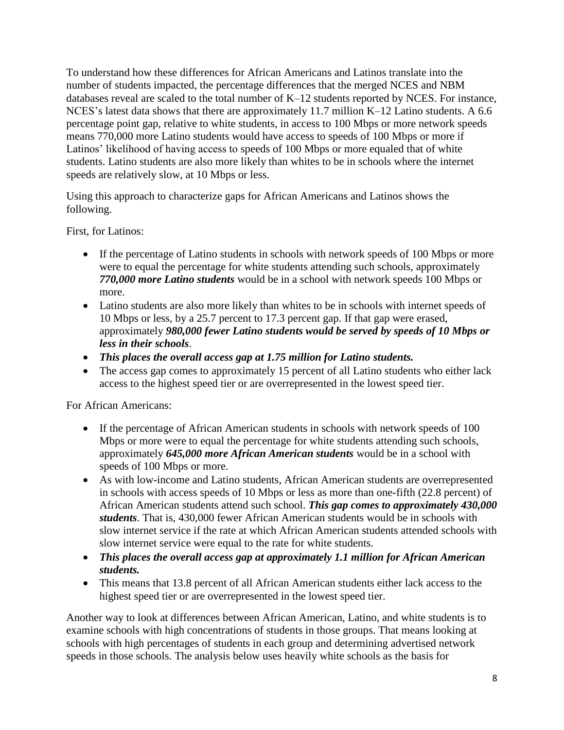To understand how these differences for African Americans and Latinos translate into the number of students impacted, the percentage differences that the merged NCES and NBM databases reveal are scaled to the total number of K–12 students reported by NCES. For instance, NCES's latest data shows that there are approximately 11.7 million K–12 Latino students. A 6.6 percentage point gap, relative to white students, in access to 100 Mbps or more network speeds means 770,000 more Latino students would have access to speeds of 100 Mbps or more if Latinos' likelihood of having access to speeds of 100 Mbps or more equaled that of white students. Latino students are also more likely than whites to be in schools where the internet speeds are relatively slow, at 10 Mbps or less.

Using this approach to characterize gaps for African Americans and Latinos shows the following.

First, for Latinos:

- If the percentage of Latino students in schools with network speeds of 100 Mbps or more were to equal the percentage for white students attending such schools, approximately ***770,000 more Latino students*** would be in a school with network speeds 100 Mbps or more.
- Latino students are also more likely than whites to be in schools with internet speeds of 10 Mbps or less, by a 25.7 percent to 17.3 percent gap. If that gap were erased, approximately ***980,000 fewer Latino students would be served by speeds of 10 Mbps or less in their schools***.
- ***This places the overall access gap at 1.75 million for Latino students.***
- The access gap comes to approximately 15 percent of all Latino students who either lack access to the highest speed tier or are overrepresented in the lowest speed tier.

For African Americans:

- If the percentage of African American students in schools with network speeds of 100 Mbps or more were to equal the percentage for white students attending such schools, approximately ***645,000 more African American students*** would be in a school with speeds of 100 Mbps or more.
- As with low-income and Latino students, African American students are overrepresented in schools with access speeds of 10 Mbps or less as more than one-fifth (22.8 percent) of African American students attend such school. ***This gap comes to approximately 430,000 students***. That is, 430,000 fewer African American students would be in schools with slow internet service if the rate at which African American students attended schools with slow internet service were equal to the rate for white students.
- ***This places the overall access gap at approximately 1.1 million for African American students.***
- This means that 13.8 percent of all African American students either lack access to the highest speed tier or are overrepresented in the lowest speed tier.

Another way to look at differences between African American, Latino, and white students is to examine schools with high concentrations of students in those groups. That means looking at schools with high percentages of students in each group and determining advertised network speeds in those schools. The analysis below uses heavily white schools as the basis for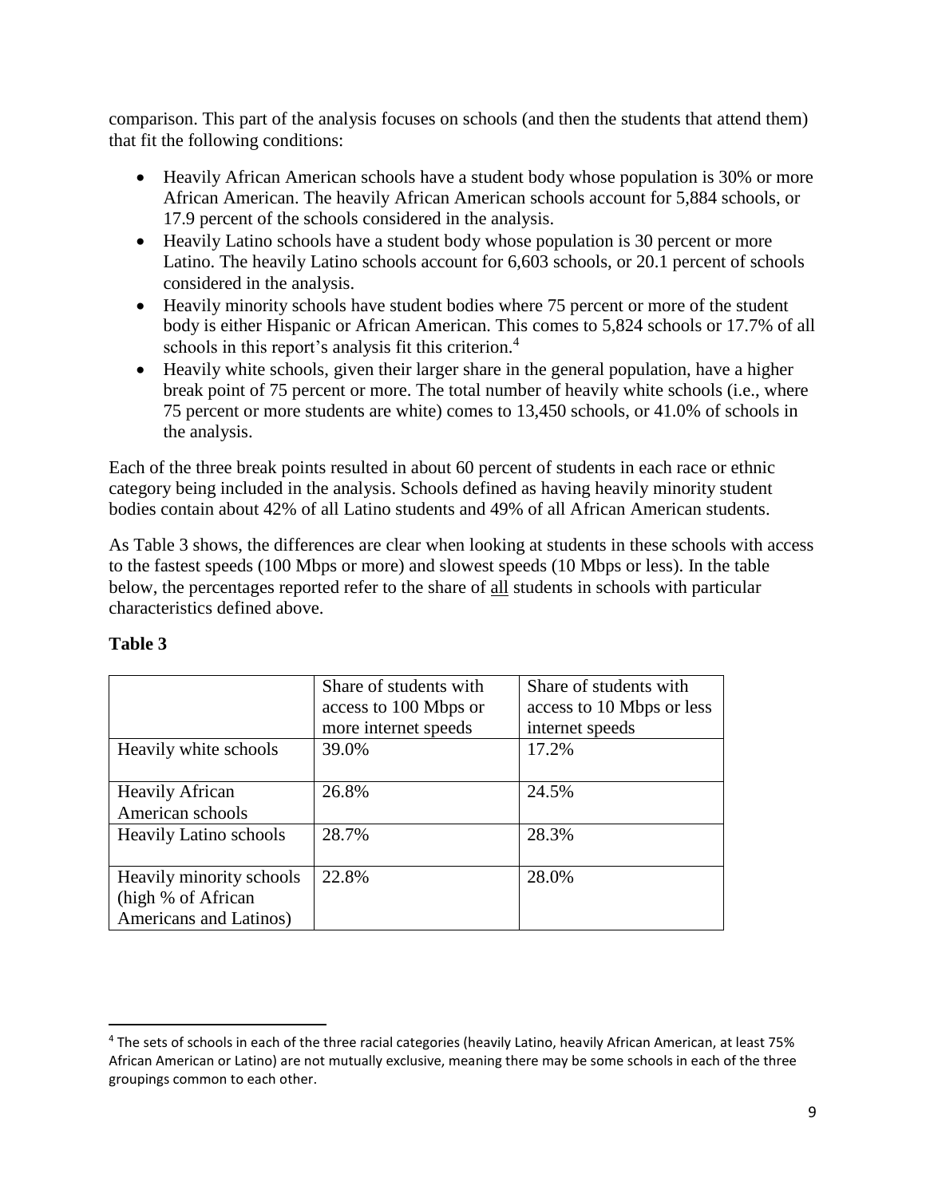comparison. This part of the analysis focuses on schools (and then the students that attend them) that fit the following conditions:

- Heavily African American schools have a student body whose population is 30% or more African American. The heavily African American schools account for 5,884 schools, or 17.9 percent of the schools considered in the analysis.
- Heavily Latino schools have a student body whose population is 30 percent or more Latino. The heavily Latino schools account for 6,603 schools, or 20.1 percent of schools considered in the analysis.
- Heavily minority schools have student bodies where 75 percent or more of the student body is either Hispanic or African American. This comes to 5,824 schools or 17.7% of all schools in this report's analysis fit this criterion.[4]
- Heavily white schools, given their larger share in the general population, have a higher break point of 75 percent or more. The total number of heavily white schools (i.e., where 75 percent or more students are white) comes to 13,450 schools, or 41.0% of schools in the analysis.

Each of the three break points resulted in about 60 percent of students in each race or ethnic category being included in the analysis. Schools defined as having heavily minority student bodies contain about 42% of all Latino students and 49% of all African American students.

As Table 3 shows, the differences are clear when looking at students in these schools with access to the fastest speeds (100 Mbps or more) and slowest speeds (10 Mbps or less). In the table below, the percentages reported refer to the share of all students in schools with particular characteristics defined above.

**Table 3**

| | Share of students with access to 100 Mbps or more internet speeds | Share of students with access to 10 Mbps or less internet speeds |
|---|---|---|
| Heavily white schools | 39.0% | 17.2% |
| Heavily African American schools | 26.8% | 24.5% |
| Heavily Latino schools | 28.7% | 28.3% |
| Heavily minority schools (high % of African Americans and Latinos) | 22.8% | 28.0% |

[4] The sets of schools in each of the three racial categories (heavily Latino, heavily African American, at least 75% African American or Latino) are not mutually exclusive, meaning there may be some schools in each of the three groupings common to each other.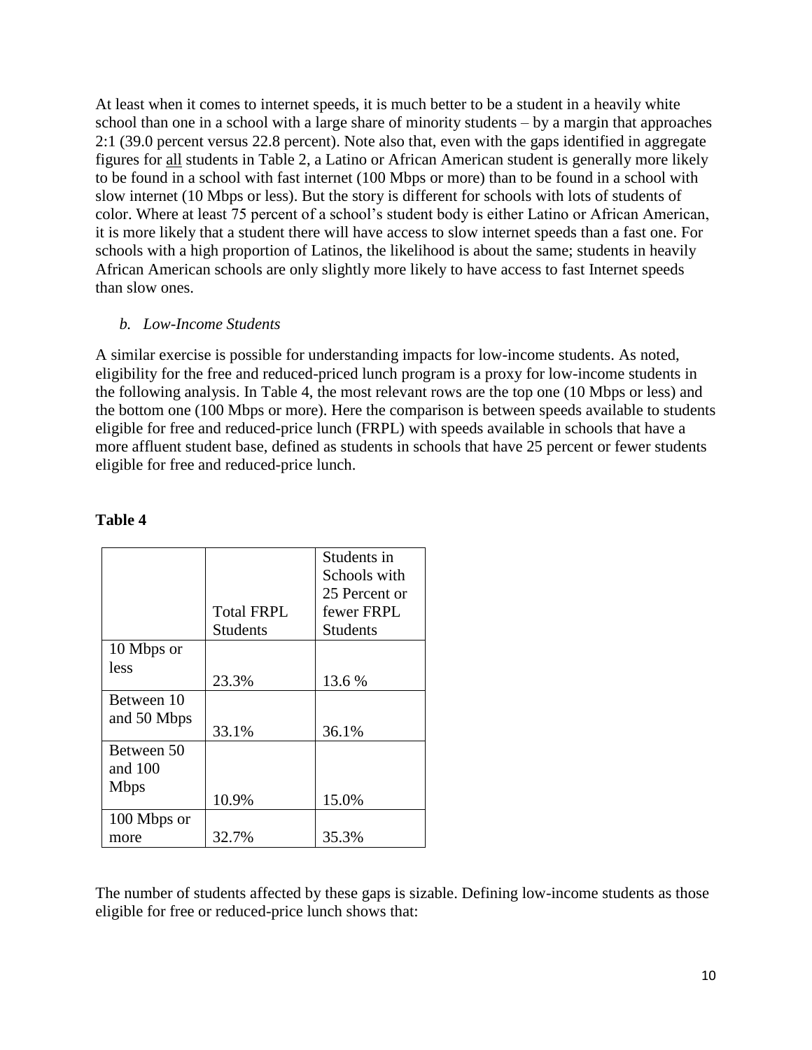At least when it comes to internet speeds, it is much better to be a student in a heavily white school than one in a school with a large share of minority students – by a margin that approaches 2:1 (39.0 percent versus 22.8 percent). Note also that, even with the gaps identified in aggregate figures for all students in Table 2, a Latino or African American student is generally more likely to be found in a school with fast internet (100 Mbps or more) than to be found in a school with slow internet (10 Mbps or less). But the story is different for schools with lots of students of color. Where at least 75 percent of a school's student body is either Latino or African American, it is more likely that a student there will have access to slow internet speeds than a fast one. For schools with a high proportion of Latinos, the likelihood is about the same; students in heavily African American schools are only slightly more likely to have access to fast Internet speeds than slow ones.

### *b. Low-Income Students*

A similar exercise is possible for understanding impacts for low-income students. As noted, eligibility for the free and reduced-priced lunch program is a proxy for low-income students in the following analysis. In Table 4, the most relevant rows are the top one (10 Mbps or less) and the bottom one (100 Mbps or more). Here the comparison is between speeds available to students eligible for free and reduced-price lunch (FRPL) with speeds available in schools that have a more affluent student base, defined as students in schools that have 25 percent or fewer students eligible for free and reduced-price lunch.

**Table 4**

| | Total FRPL Students | Students in Schools with 25 Percent or fewer FRPL Students |
|---|---|---|
| 10 Mbps or less | 23.3% | 13.6 % |
| Between 10 and 50 Mbps | 33.1% | 36.1% |
| Between 50 and 100 Mbps | 10.9% | 15.0% |
| 100 Mbps or more | 32.7% | 35.3% |

The number of students affected by these gaps is sizable. Defining low-income students as those eligible for free or reduced-price lunch shows that: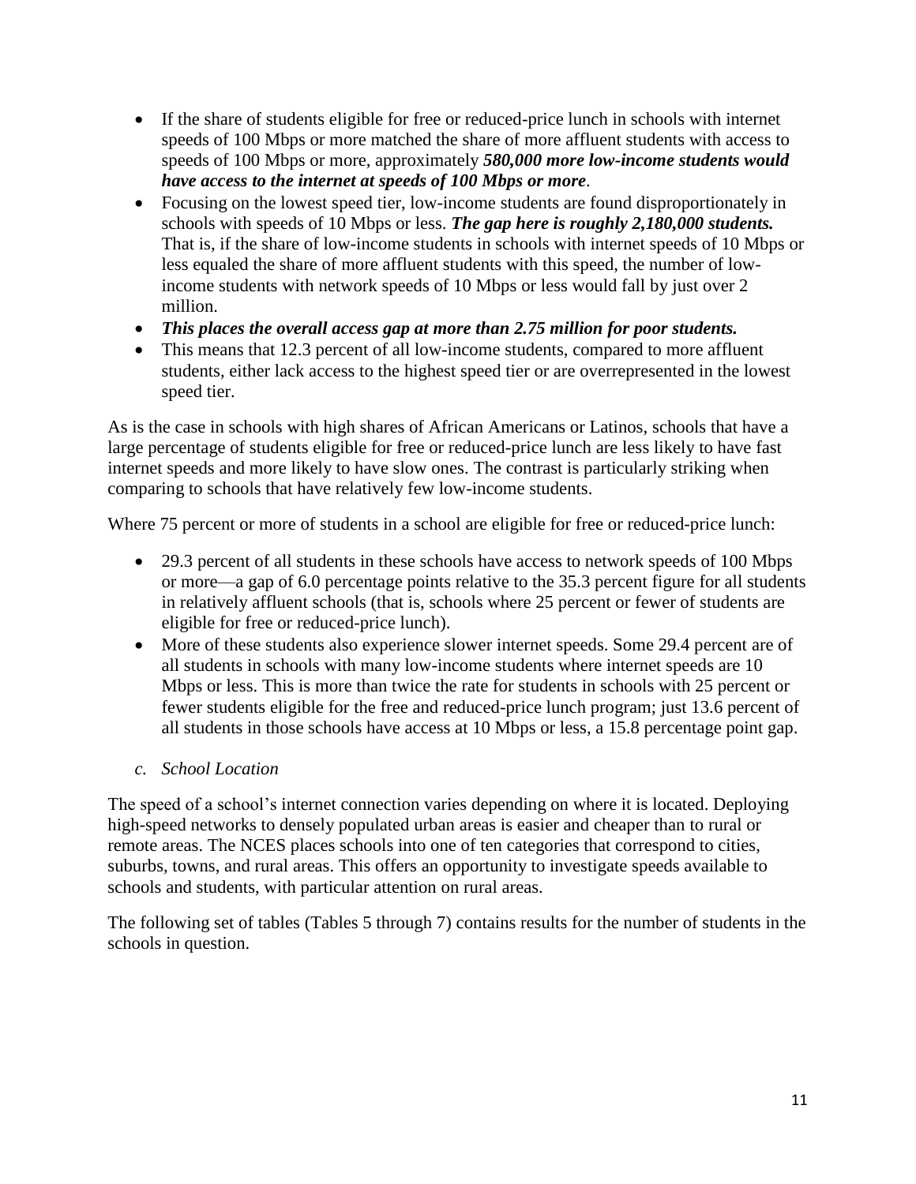- If the share of students eligible for free or reduced-price lunch in schools with internet speeds of 100 Mbps or more matched the share of more affluent students with access to speeds of 100 Mbps or more, approximately ***580,000 more low-income students would have access to the internet at speeds of 100 Mbps or more***.
- Focusing on the lowest speed tier, low-income students are found disproportionately in schools with speeds of 10 Mbps or less. ***The gap here is roughly 2,180,000 students.*** That is, if the share of low-income students in schools with internet speeds of 10 Mbps or less equaled the share of more affluent students with this speed, the number of low-income students with network speeds of 10 Mbps or less would fall by just over 2 million.
- ***This places the overall access gap at more than 2.75 million for poor students.***
- This means that 12.3 percent of all low-income students, compared to more affluent students, either lack access to the highest speed tier or are overrepresented in the lowest speed tier.

As is the case in schools with high shares of African Americans or Latinos, schools that have a large percentage of students eligible for free or reduced-price lunch are less likely to have fast internet speeds and more likely to have slow ones. The contrast is particularly striking when comparing to schools that have relatively few low-income students.

Where 75 percent or more of students in a school are eligible for free or reduced-price lunch:

- 29.3 percent of all students in these schools have access to network speeds of 100 Mbps or more—a gap of 6.0 percentage points relative to the 35.3 percent figure for all students in relatively affluent schools (that is, schools where 25 percent or fewer of students are eligible for free or reduced-price lunch).
- More of these students also experience slower internet speeds. Some 29.4 percent are of all students in schools with many low-income students where internet speeds are 10 Mbps or less. This is more than twice the rate for students in schools with 25 percent or fewer students eligible for the free and reduced-price lunch program; just 13.6 percent of all students in those schools have access at 10 Mbps or less, a 15.8 percentage point gap.

### *c. School Location*

The speed of a school's internet connection varies depending on where it is located. Deploying high-speed networks to densely populated urban areas is easier and cheaper than to rural or remote areas. The NCES places schools into one of ten categories that correspond to cities, suburbs, towns, and rural areas. This offers an opportunity to investigate speeds available to schools and students, with particular attention on rural areas.

The following set of tables (Tables 5 through 7) contains results for the number of students in the schools in question.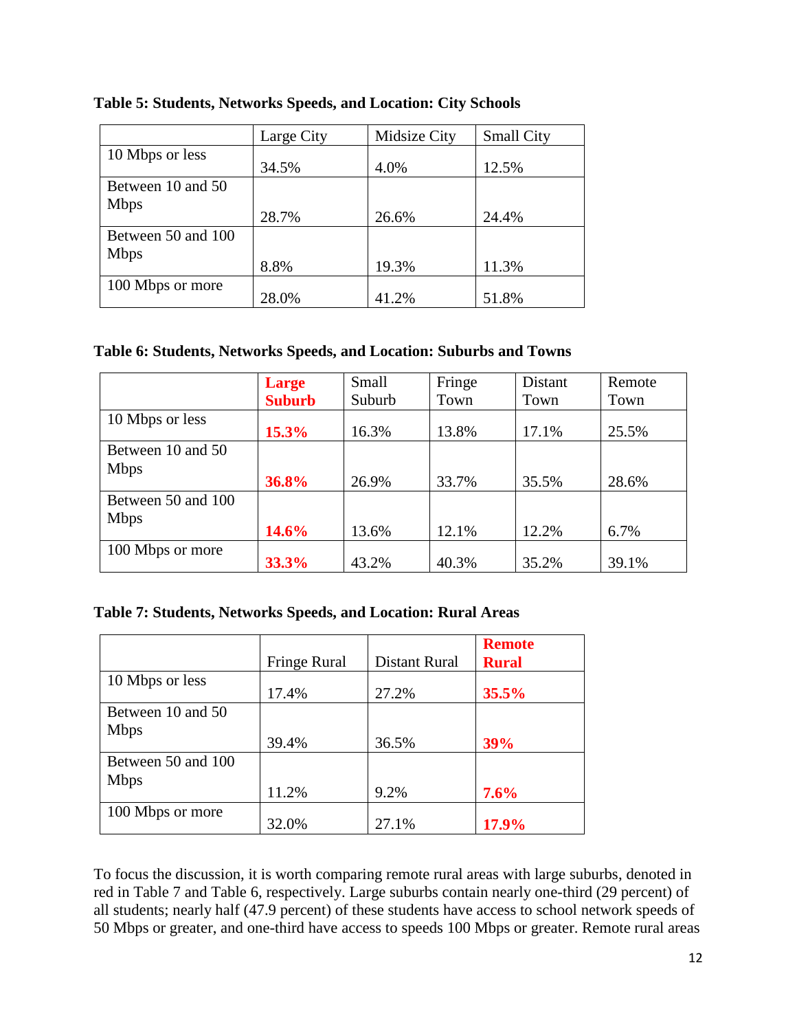**Table 5: Students, Networks Speeds, and Location: City Schools**

| | Large City | Midsize City | Small City |
|---|---|---|---|
| 10 Mbps or less | 34.5% | 4.0% | 12.5% |
| Between 10 and 50 Mbps | 28.7% | 26.6% | 24.4% |
| Between 50 and 100 Mbps | 8.8% | 19.3% | 11.3% |
| 100 Mbps or more | 28.0% | 41.2% | 51.8% |

**Table 6: Students, Networks Speeds, and Location: Suburbs and Towns**

| | **Large Suburb** | Small Suburb | Fringe Town | Distant Town | Remote Town |
|---|---|---|---|---|---|
| 10 Mbps or less | **15.3%** | 16.3% | 13.8% | 17.1% | 25.5% |
| Between 10 and 50 Mbps | **36.8%** | 26.9% | 33.7% | 35.5% | 28.6% |
| Between 50 and 100 Mbps | **14.6%** | 13.6% | 12.1% | 12.2% | 6.7% |
| 100 Mbps or more | **33.3%** | 43.2% | 40.3% | 35.2% | 39.1% |

**Table 7: Students, Networks Speeds, and Location: Rural Areas**

| | Fringe Rural | Distant Rural | **Remote Rural** |
|---|---|---|---|
| 10 Mbps or less | 17.4% | 27.2% | **35.5%** |
| Between 10 and 50 Mbps | 39.4% | 36.5% | **39%** |
| Between 50 and 100 Mbps | 11.2% | 9.2% | **7.6%** |
| 100 Mbps or more | 32.0% | 27.1% | **17.9%** |

To focus the discussion, it is worth comparing remote rural areas with large suburbs, denoted in red in Table 7 and Table 6, respectively. Large suburbs contain nearly one-third (29 percent) of all students; nearly half (47.9 percent) of these students have access to school network speeds of 50 Mbps or greater, and one-third have access to speeds 100 Mbps or greater. Remote rural areas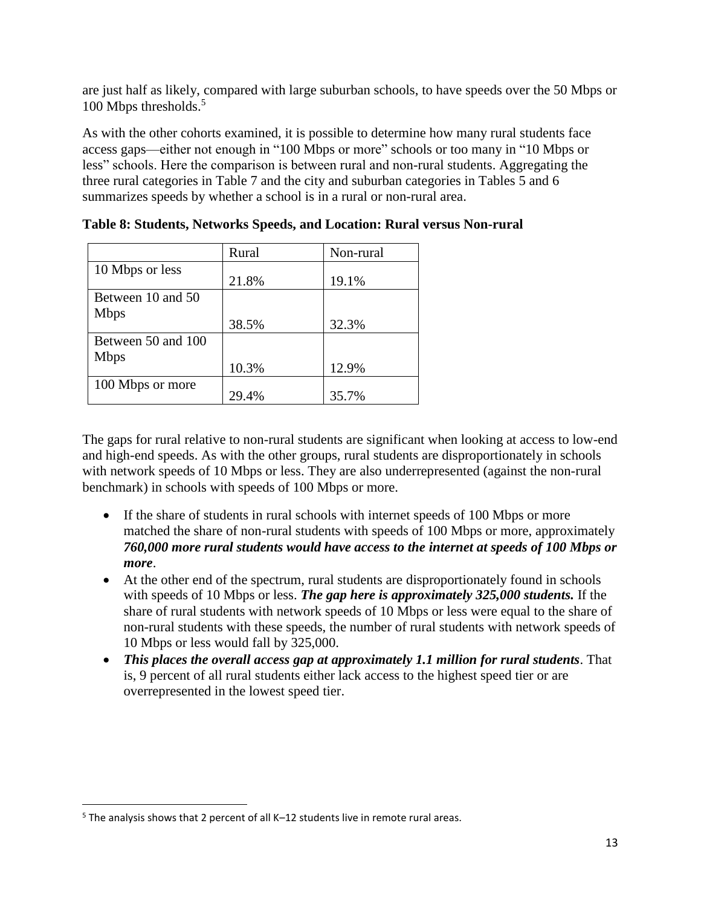are just half as likely, compared with large suburban schools, to have speeds over the 50 Mbps or 100 Mbps thresholds.[5]

As with the other cohorts examined, it is possible to determine how many rural students face access gaps—either not enough in "100 Mbps or more" schools or too many in "10 Mbps or less" schools. Here the comparison is between rural and non-rural students. Aggregating the three rural categories in Table 7 and the city and suburban categories in Tables 5 and 6 summarizes speeds by whether a school is in a rural or non-rural area.

**Table 8: Students, Networks Speeds, and Location: Rural versus Non-rural**

| | Rural | Non-rural |
|---|---|---|
| 10 Mbps or less | 21.8% | 19.1% |
| Between 10 and 50 Mbps | 38.5% | 32.3% |
| Between 50 and 100 Mbps | 10.3% | 12.9% |
| 100 Mbps or more | 29.4% | 35.7% |

The gaps for rural relative to non-rural students are significant when looking at access to low-end and high-end speeds. As with the other groups, rural students are disproportionately in schools with network speeds of 10 Mbps or less. They are also underrepresented (against the non-rural benchmark) in schools with speeds of 100 Mbps or more.

- If the share of students in rural schools with internet speeds of 100 Mbps or more matched the share of non-rural students with speeds of 100 Mbps or more, approximately ***760,000 more rural students would have access to the internet at speeds of 100 Mbps or more***.
- At the other end of the spectrum, rural students are disproportionately found in schools with speeds of 10 Mbps or less. ***The gap here is approximately 325,000 students.*** If the share of rural students with network speeds of 10 Mbps or less were equal to the share of non-rural students with these speeds, the number of rural students with network speeds of 10 Mbps or less would fall by 325,000.
- ***This places the overall access gap at approximately 1.1 million for rural students***. That is, 9 percent of all rural students either lack access to the highest speed tier or are overrepresented in the lowest speed tier.

[5] The analysis shows that 2 percent of all K–12 students live in remote rural areas.